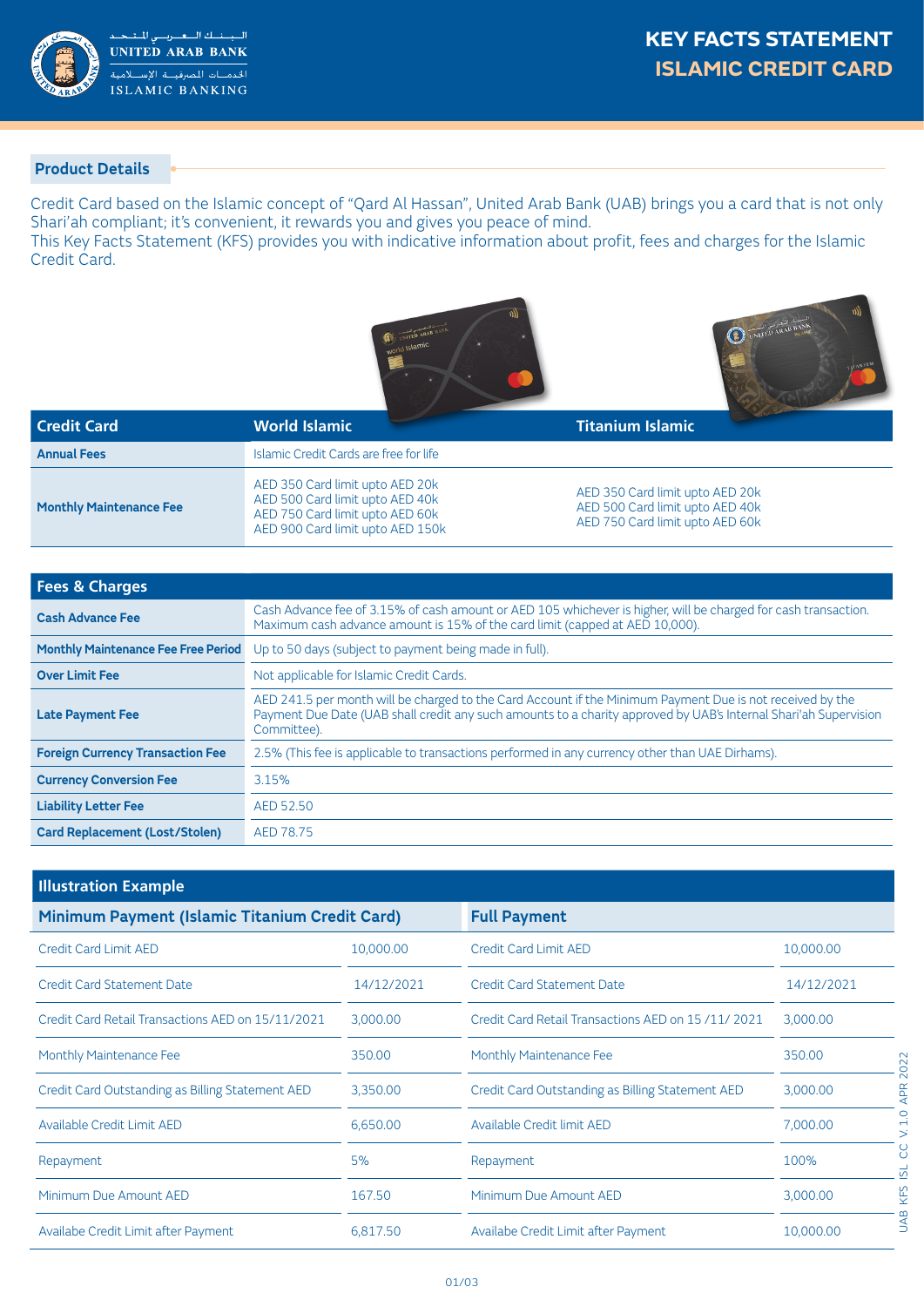# KEY FACTS STATEMENT
## ISLAMIC CREDIT CARD

United Arab Bank

البنك العربي المتحد

الخدمات المصرفية الإسلامية

Islamic Banking

### Product Details

Credit Card based on the Islamic concept of "Qard Al Hassan", United Arab Bank (UAB) brings you a card that is not only Shari'ah compliant; it's convenient, it rewards you and gives you peace of mind.
This Key Facts Statement (KFS) provides you with indicative information about profit, fees and charges for the Islamic Credit Card.

| Credit Card | World Islamic | Titanium Islamic |
|---|---|---|
| Annual Fees | Islamic Credit Cards are free for life | |
| Monthly Maintenance Fee | AED 350 Card limit upto AED 20k<br>AED 500 Card limit upto AED 40k<br>AED 750 Card limit upto AED 60k<br>AED 900 Card limit upto AED 150k | AED 350 Card limit upto AED 20k<br>AED 500 Card limit upto AED 40k<br>AED 750 Card limit upto AED 60k |

| Fees & Charges | |
|---|---|
| Cash Advance Fee | Cash Advance fee of 3.15% of cash amount or AED 105 whichever is higher, will be charged for cash transaction. Maximum cash advance amount is 15% of the card limit (capped at AED 10,000). |
| Monthly Maintenance Fee Free Period | Up to 50 days (subject to payment being made in full). |
| Over Limit Fee | Not applicable for Islamic Credit Cards. |
| Late Payment Fee | AED 241.5 per month will be charged to the Card Account if the Minimum Payment Due is not received by the Payment Due Date (UAB shall credit any such amounts to a charity approved by UAB's Internal Shari'ah Supervision Committee). |
| Foreign Currency Transaction Fee | 2.5% (This fee is applicable to transactions performed in any currency other than UAE Dirhams). |
| Currency Conversion Fee | 3.15% |
| Liability Letter Fee | AED 52.50 |
| Card Replacement (Lost/Stolen) | AED 78.75 |

### Illustration Example

| Minimum Payment (Islamic Titanium Credit Card) | | Full Payment | |
|---|---|---|---|
| Credit Card Limit AED | 10,000.00 | Credit Card Limit AED | 10,000.00 |
| Credit Card Statement Date | 14/12/2021 | Credit Card Statement Date | 14/12/2021 |
| Credit Card Retail Transactions AED on 15/11/2021 | 3,000.00 | Credit Card Retail Transactions AED on 15 /11/ 2021 | 3,000.00 |
| Monthly Maintenance Fee | 350.00 | Monthly Maintenance Fee | 350.00 |
| Credit Card Outstanding as Billing Statement AED | 3,350.00 | Credit Card Outstanding as Billing Statement AED | 3,000.00 |
| Available Credit Limit AED | 6,650.00 | Available Credit limit AED | 7,000.00 |
| Repayment | 5% | Repayment | 100% |
| Minimum Due Amount AED | 167.50 | Minimum Due Amount AED | 3,000.00 |
| Availabe Credit Limit after Payment | 6,817.50 | Availabe Credit Limit after Payment | 10,000.00 |

UAB KFS ISL CC V.1.0 APR 2022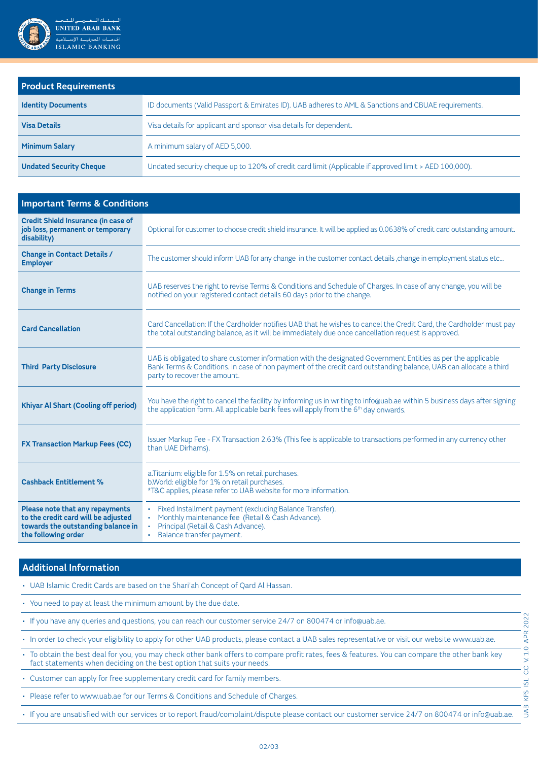## Product Requirements

| Product Requirements | |
|---|---|
| **Identity Documents** | ID documents (Valid Passport & Emirates ID). UAB adheres to AML & Sanctions and CBUAE requirements. |
| **Visa Details** | Visa details for applicant and sponsor visa details for dependent. |
| **Minimum Salary** | A minimum salary of AED 5,000. |
| **Undated Security Cheque** | Undated security cheque up to 120% of credit card limit (Applicable if approved limit > AED 100,000). |

## Important Terms & Conditions

| Important Terms & Conditions | |
|---|---|
| **Credit Shield Insurance (in case of job loss, permanent or temporary disability)** | Optional for customer to choose credit shield insurance. It will be applied as 0.0638% of credit card outstanding amount. |
| **Change in Contact Details / Employer** | The customer should inform UAB for any change in the customer contact details ,change in employment status etc... |
| **Change in Terms** | UAB reserves the right to revise Terms & Conditions and Schedule of Charges. In case of any change, you will be notified on your registered contact details 60 days prior to the change. |
| **Card Cancellation** | Card Cancellation: If the Cardholder notifies UAB that he wishes to cancel the Credit Card, the Cardholder must pay the total outstanding balance, as it will be immediately due once cancellation request is approved. |
| **Third Party Disclosure** | UAB is obligated to share customer information with the designated Government Entities as per the applicable Bank Terms & Conditions. In case of non payment of the credit card outstanding balance, UAB can allocate a third party to recover the amount. |
| **Khiyar Al Shart (Cooling off period)** | You have the right to cancel the facility by informing us in writing to info@uab.ae within 5 business days after signing the application form. All applicable bank fees will apply from the 6th day onwards. |
| **FX Transaction Markup Fees (CC)** | Issuer Markup Fee - FX Transaction 2.63% (This fee is applicable to transactions performed in any currency other than UAE Dirhams). |
| **Cashback Entitlement %** | a.Titanium: eligible for 1.5% on retail purchases.<br>b.World: eligible for 1% on retail purchases.<br>*T&C applies, please refer to UAB website for more information. |
| **Please note that any repayments to the credit card will be adjusted towards the outstanding balance in the following order** | • Fixed Installment payment (excluding Balance Transfer).<br>• Monthly maintenance fee (Retail & Cash Advance).<br>• Principal (Retail & Cash Advance).<br>• Balance transfer payment. |

## Additional Information

- UAB Islamic Credit Cards are based on the Shari'ah Concept of Qard Al Hassan.
- You need to pay at least the minimum amount by the due date.
- If you have any queries and questions, you can reach our customer service 24/7 on 800474 or info@uab.ae.
- In order to check your eligibility to apply for other UAB products, please contact a UAB sales representative or visit our website www.uab.ae.
- To obtain the best deal for you, you may check other bank offers to compare profit rates, fees & features. You can compare the other bank key fact statements when deciding on the best option that suits your needs.
- Customer can apply for free supplementary credit card for family members.
- Please refer to www.uab.ae for our Terms & Conditions and Schedule of Charges.
- If you are unsatisfied with our services or to report fraud/complaint/dispute please contact our customer service 24/7 on 800474 or info@uab.ae.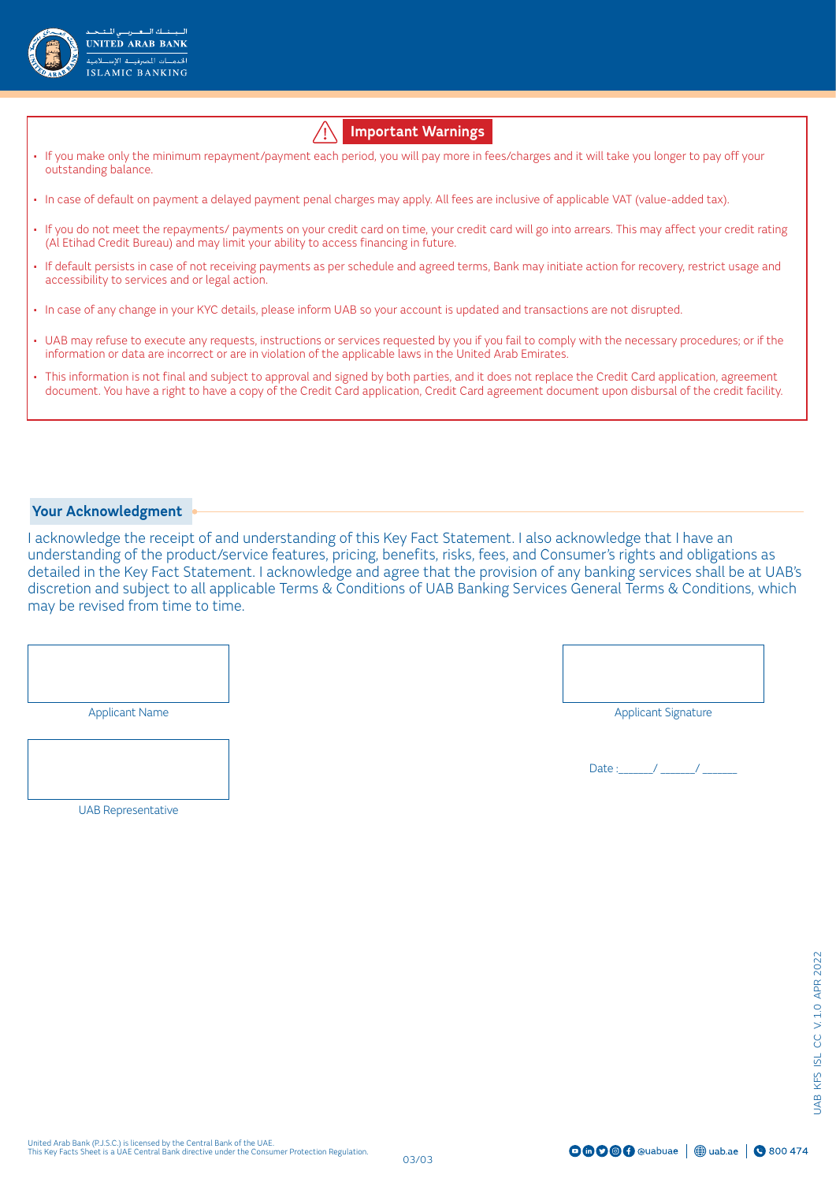## Important Warnings

- If you make only the minimum repayment/payment each period, you will pay more in fees/charges and it will take you longer to pay off your outstanding balance.
- In case of default on payment a delayed payment penal charges may apply. All fees are inclusive of applicable VAT (value-added tax).
- If you do not meet the repayments/ payments on your credit card on time, your credit card will go into arrears. This may affect your credit rating (Al Etihad Credit Bureau) and may limit your ability to access financing in future.
- If default persists in case of not receiving payments as per schedule and agreed terms, Bank may initiate action for recovery, restrict usage and accessibility to services and or legal action.
- In case of any change in your KYC details, please inform UAB so your account is updated and transactions are not disrupted.
- UAB may refuse to execute any requests, instructions or services requested by you if you fail to comply with the necessary procedures; or if the information or data are incorrect or are in violation of the applicable laws in the United Arab Emirates.
- This information is not final and subject to approval and signed by both parties, and it does not replace the Credit Card application, agreement document. You have a right to have a copy of the Credit Card application, Credit Card agreement document upon disbursal of the credit facility.

## Your Acknowledgment

I acknowledge the receipt of and understanding of this Key Fact Statement. I also acknowledge that I have an understanding of the product/service features, pricing, benefits, risks, fees, and Consumer's rights and obligations as detailed in the Key Fact Statement. I acknowledge and agree that the provision of any banking services shall be at UAB's discretion and subject to all applicable Terms & Conditions of UAB Banking Services General Terms & Conditions, which may be revised from time to time.

Applicant Name

Applicant Signature

UAB Representative

Date :______/ ______/ ______

UAB KFS ISL CC V.1.0 APR 2022

United Arab Bank (P.J.S.C.) is licensed by the Central Bank of the UAE.
This Key Facts Sheet is a UAE Central Bank directive under the Consumer Protection Regulation.

@uabuae | uab.ae | 800 474